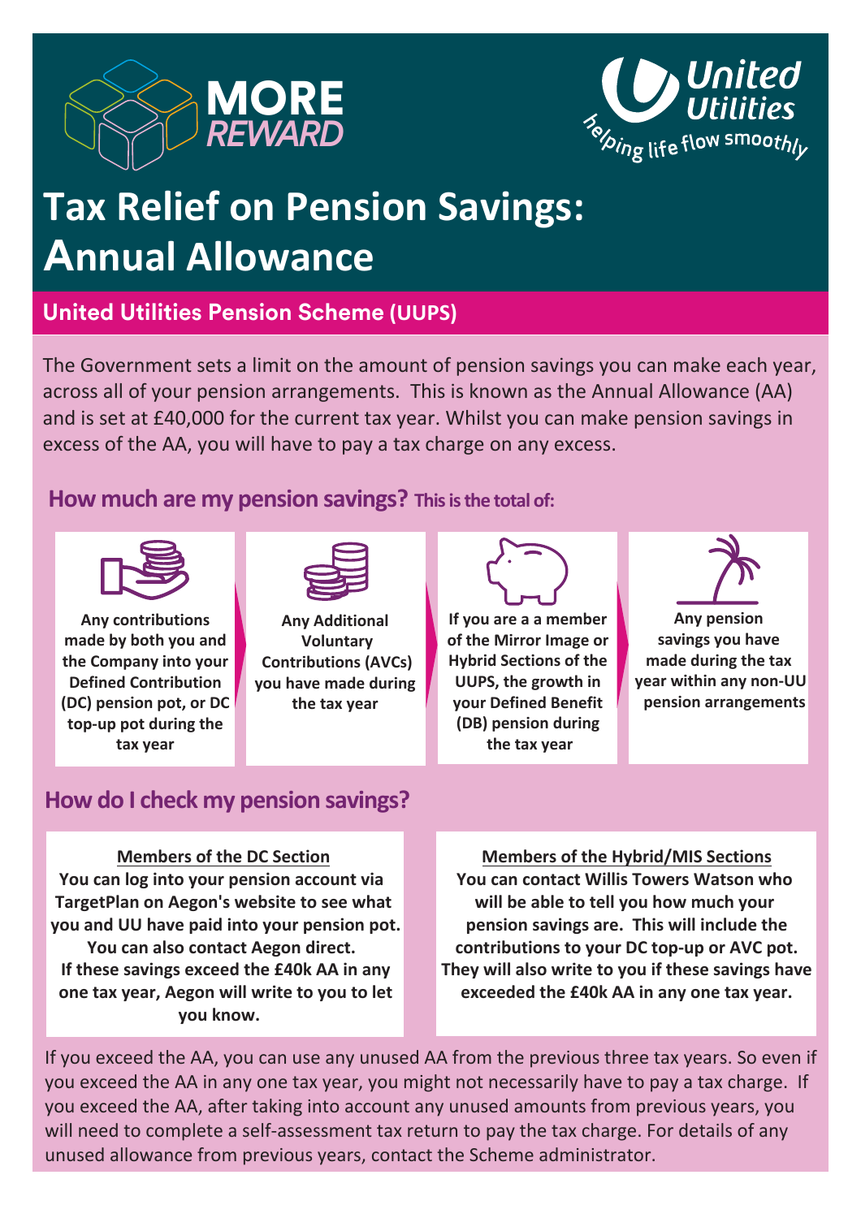MORE REWARD

United Utilities
helping life flow smoothly

# Tax Relief on Pension Savings: Annual Allowance

## United Utilities Pension Scheme (UUPS)

The Government sets a limit on the amount of pension savings you can make each year, across all of your pension arrangements. This is known as the Annual Allowance (AA) and is set at £40,000 for the current tax year. Whilst you can make pension savings in excess of the AA, you will have to pay a tax charge on any excess.

### How much are my pension savings? This is the total of:

- **Any contributions made by both you and the Company into your Defined Contribution (DC) pension pot, or DC top-up pot during the tax year**
- **Any Additional Voluntary Contributions (AVCs) you have made during the tax year**
- **If you are a a member of the Mirror Image or Hybrid Sections of the UUPS, the growth in your Defined Benefit (DB) pension during the tax year**
- **Any pension savings you have made during the tax year within any non-UU pension arrangements**

### How do I check my pension savings?

**Members of the DC Section**

**You can log into your pension account via TargetPlan on Aegon's website to see what you and UU have paid into your pension pot. You can also contact Aegon direct. If these savings exceed the £40k AA in any one tax year, Aegon will write to you to let you know.**

**Members of the Hybrid/MIS Sections**

**You can contact Willis Towers Watson who will be able to tell you how much your pension savings are. This will include the contributions to your DC top-up or AVC pot. They will also write to you if these savings have exceeded the £40k AA in any one tax year.**

If you exceed the AA, you can use any unused AA from the previous three tax years. So even if you exceed the AA in any one tax year, you might not necessarily have to pay a tax charge. If you exceed the AA, after taking into account any unused amounts from previous years, you will need to complete a self-assessment tax return to pay the tax charge. For details of any unused allowance from previous years, contact the Scheme administrator.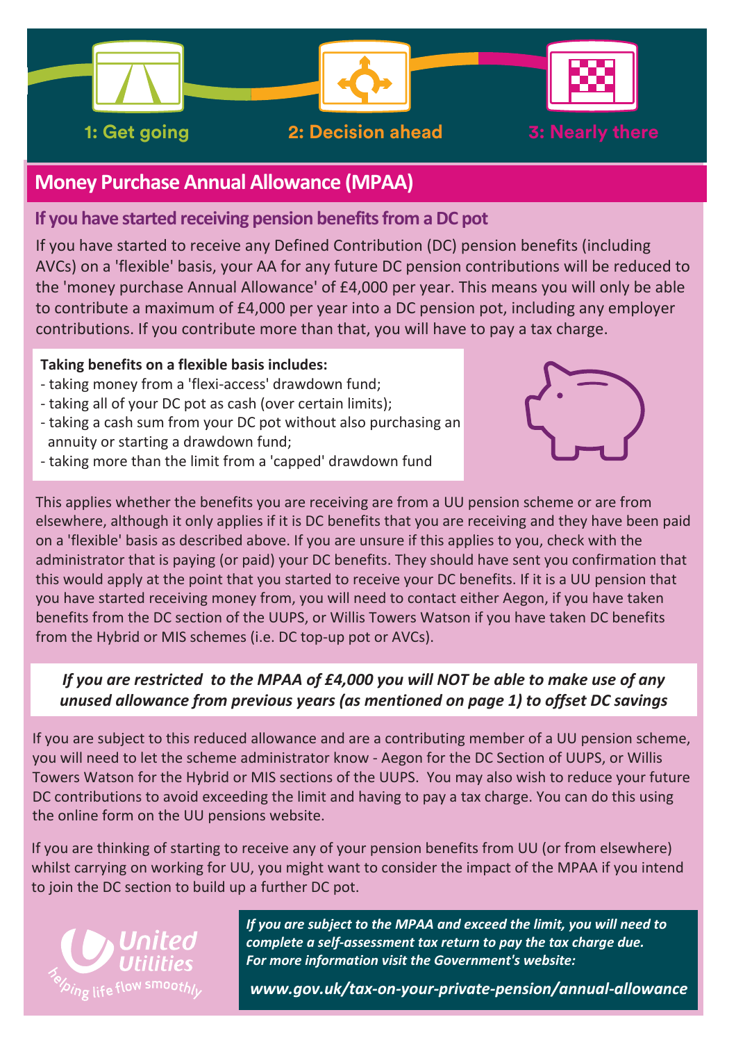1: Get going

2: Decision ahead

3: Nearly there

## Money Purchase Annual Allowance (MPAA)

### If you have started receiving pension benefits from a DC pot

If you have started to receive any Defined Contribution (DC) pension benefits (including AVCs) on a 'flexible' basis, your AA for any future DC pension contributions will be reduced to the 'money purchase Annual Allowance' of £4,000 per year. This means you will only be able to contribute a maximum of £4,000 per year into a DC pension pot, including any employer contributions. If you contribute more than that, you will have to pay a tax charge.

**Taking benefits on a flexible basis includes:**

- taking money from a 'flexi-access' drawdown fund;
- taking all of your DC pot as cash (over certain limits);
- taking a cash sum from your DC pot without also purchasing an annuity or starting a drawdown fund;
- taking more than the limit from a 'capped' drawdown fund

This applies whether the benefits you are receiving are from a UU pension scheme or are from elsewhere, although it only applies if it is DC benefits that you are receiving and they have been paid on a 'flexible' basis as described above. If you are unsure if this applies to you, check with the administrator that is paying (or paid) your DC benefits. They should have sent you confirmation that this would apply at the point that you started to receive your DC benefits. If it is a UU pension that you have started receiving money from, you will need to contact either Aegon, if you have taken benefits from the DC section of the UUPS, or Willis Towers Watson if you have taken DC benefits from the Hybrid or MIS schemes (i.e. DC top-up pot or AVCs).

***If you are restricted to the MPAA of £4,000 you will NOT be able to make use of any unused allowance from previous years (as mentioned on page 1) to offset DC savings***

If you are subject to this reduced allowance and are a contributing member of a UU pension scheme, you will need to let the scheme administrator know - Aegon for the DC Section of UUPS, or Willis Towers Watson for the Hybrid or MIS sections of the UUPS. You may also wish to reduce your future DC contributions to avoid exceeding the limit and having to pay a tax charge. You can do this using the online form on the UU pensions website.

If you are thinking of starting to receive any of your pension benefits from UU (or from elsewhere) whilst carrying on working for UU, you might want to consider the impact of the MPAA if you intend to join the DC section to build up a further DC pot.

United Utilities — helping life flow smoothly

***If you are subject to the MPAA and exceed the limit, you will need to complete a self-assessment tax return to pay the tax charge due. For more information visit the Government's website:***

***www.gov.uk/tax-on-your-private-pension/annual-allowance***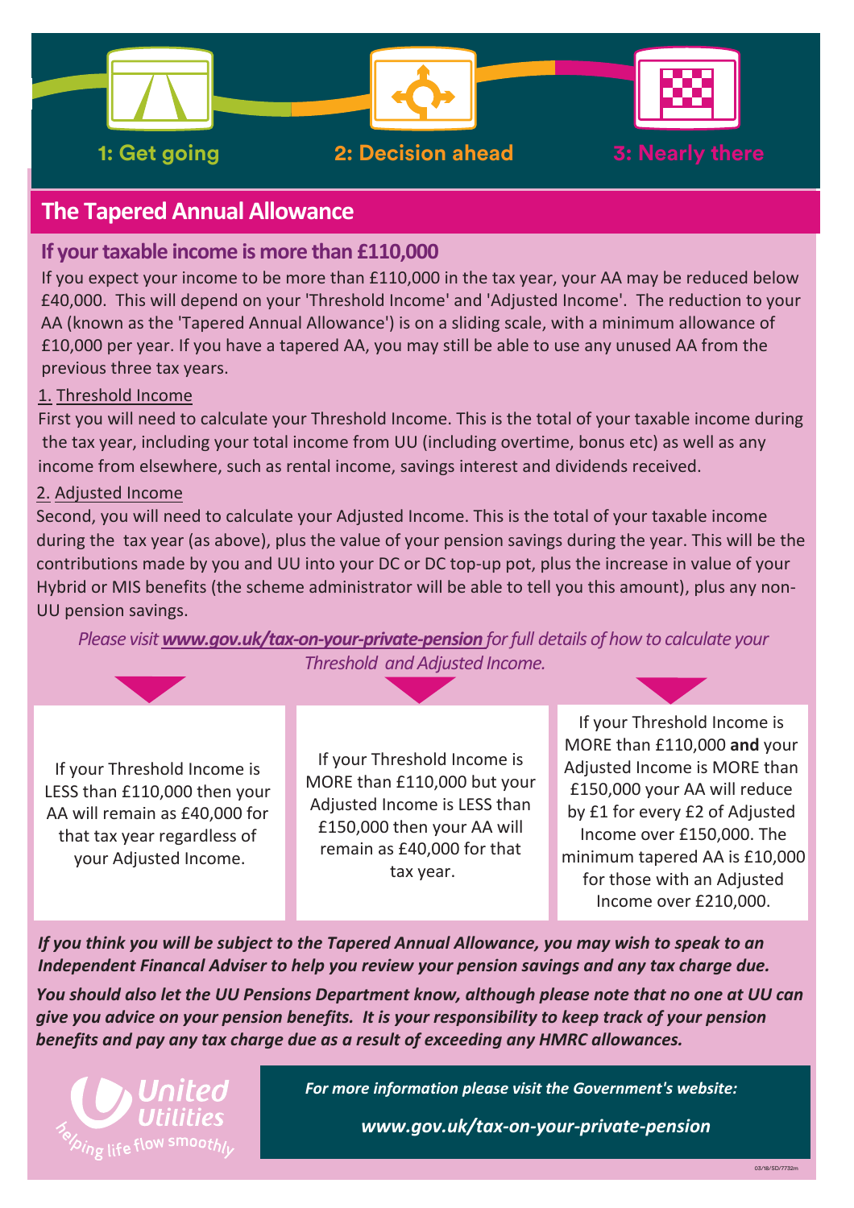1: Get going

2: Decision ahead

3: Nearly there

# The Tapered Annual Allowance

## If your taxable income is more than £110,000

If you expect your income to be more than £110,000 in the tax year, your AA may be reduced below £40,000. This will depend on your 'Threshold Income' and 'Adjusted Income'. The reduction to your AA (known as the 'Tapered Annual Allowance') is on a sliding scale, with a minimum allowance of £10,000 per year. If you have a tapered AA, you may still be able to use any unused AA from the previous three tax years.

1. Threshold Income

First you will need to calculate your Threshold Income. This is the total of your taxable income during the tax year, including your total income from UU (including overtime, bonus etc) as well as any income from elsewhere, such as rental income, savings interest and dividends received.

2. Adjusted Income

Second, you will need to calculate your Adjusted Income. This is the total of your taxable income during the tax year (as above), plus the value of your pension savings during the year. This will be the contributions made by you and UU into your DC or DC top-up pot, plus the increase in value of your Hybrid or MIS benefits (the scheme administrator will be able to tell you this amount), plus any non-UU pension savings.

*Please visit **www.gov.uk/tax-on-your-private-pension** for full details of how to calculate your Threshold and Adjusted Income.*

If your Threshold Income is LESS than £110,000 then your AA will remain as £40,000 for that tax year regardless of your Adjusted Income.

If your Threshold Income is MORE than £110,000 but your Adjusted Income is LESS than £150,000 then your AA will remain as £40,000 for that tax year.

If your Threshold Income is MORE than £110,000 **and** your Adjusted Income is MORE than £150,000 your AA will reduce by £1 for every £2 of Adjusted Income over £150,000. The minimum tapered AA is £10,000 for those with an Adjusted Income over £210,000.

***If you think you will be subject to the Tapered Annual Allowance, you may wish to speak to an Independent Financal Adviser to help you review your pension savings and any tax charge due.***

***You should also let the UU Pensions Department know, although please note that no one at UU can give you advice on your pension benefits. It is your responsibility to keep track of your pension benefits and pay any tax charge due as a result of exceeding any HMRC allowances.***

United Utilities — helping life flow smoothly

***For more information please visit the Government's website:***

***www.gov.uk/tax-on-your-private-pension***

03/18/SD/7732m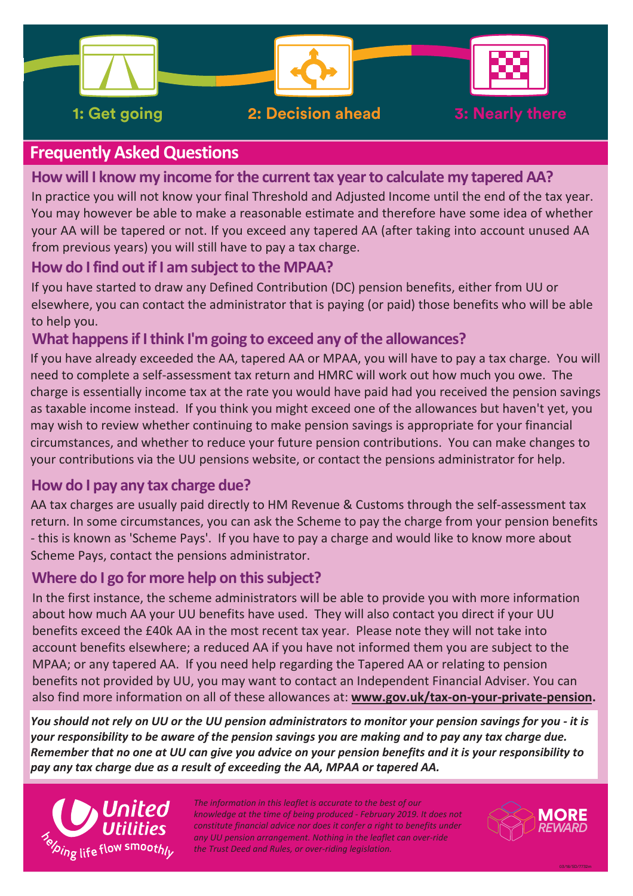1: Get going

2: Decision ahead

3: Nearly there

## Frequently Asked Questions

### How will I know my income for the current tax year to calculate my tapered AA?

In practice you will not know your final Threshold and Adjusted Income until the end of the tax year. You may however be able to make a reasonable estimate and therefore have some idea of whether your AA will be tapered or not. If you exceed any tapered AA (after taking into account unused AA from previous years) you will still have to pay a tax charge.

### How do I find out if I am subject to the MPAA?

If you have started to draw any Defined Contribution (DC) pension benefits, either from UU or elsewhere, you can contact the administrator that is paying (or paid) those benefits who will be able to help you.

### What happens if I think I'm going to exceed any of the allowances?

If you have already exceeded the AA, tapered AA or MPAA, you will have to pay a tax charge. You will need to complete a self-assessment tax return and HMRC will work out how much you owe. The charge is essentially income tax at the rate you would have paid had you received the pension savings as taxable income instead. If you think you might exceed one of the allowances but haven't yet, you may wish to review whether continuing to make pension savings is appropriate for your financial circumstances, and whether to reduce your future pension contributions. You can make changes to your contributions via the UU pensions website, or contact the pensions administrator for help.

### How do I pay any tax charge due?

AA tax charges are usually paid directly to HM Revenue & Customs through the self-assessment tax return. In some circumstances, you can ask the Scheme to pay the charge from your pension benefits - this is known as 'Scheme Pays'. If you have to pay a charge and would like to know more about Scheme Pays, contact the pensions administrator.

### Where do I go for more help on this subject?

In the first instance, the scheme administrators will be able to provide you with more information about how much AA your UU benefits have used. They will also contact you direct if your UU benefits exceed the £40k AA in the most recent tax year. Please note they will not take into account benefits elsewhere; a reduced AA if you have not informed them you are subject to the MPAA; or any tapered AA. If you need help regarding the Tapered AA or relating to pension benefits not provided by UU, you may want to contact an Independent Financial Adviser. You can also find more information on all of these allowances at: **www.gov.uk/tax-on-your-private-pension.**

***You should not rely on UU or the UU pension administrators to monitor your pension savings for you - it is your responsibility to be aware of the pension savings you are making and to pay any tax charge due. Remember that no one at UU can give you advice on your pension benefits and it is your responsibility to pay any tax charge due as a result of exceeding the AA, MPAA or tapered AA.***

United Utilities — helping life flow smoothly

*The information in this leaflet is accurate to the best of our knowledge at the time of being produced - February 2019. It does not constitute financial advice nor does it confer a right to benefits under any UU pension arrangement. Nothing in the leaflet can over-ride the Trust Deed and Rules, or over-riding legislation.*

MORE REWARD

03/19/SD/7732m